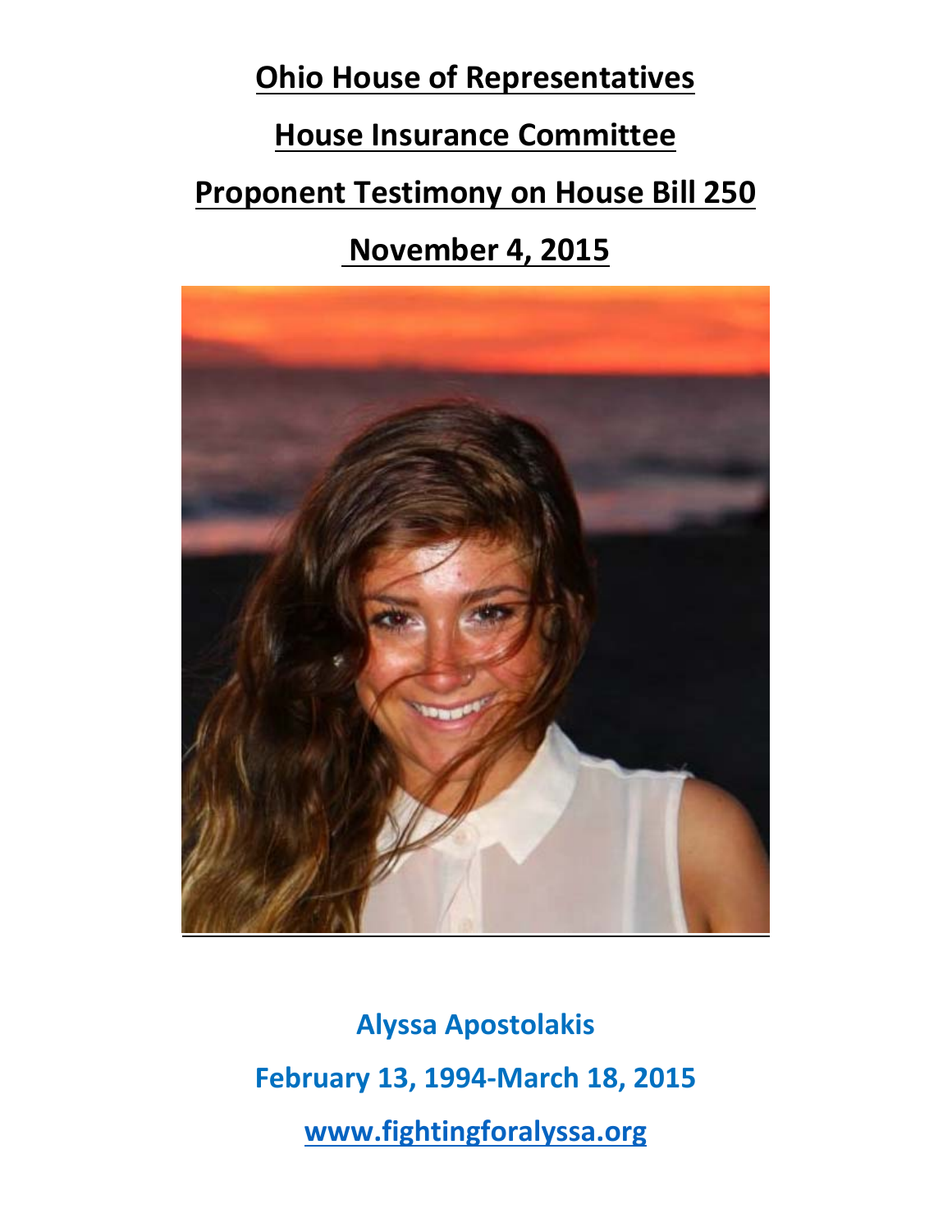# Ohio House of Representatives

## House Insurance Committee

## Proponent Testimony on House Bill 250

## November 4, 2015

**Alyssa Apostolakis**

**February 13, 1994-March 18, 2015**

**www.fightingforalyssa.org**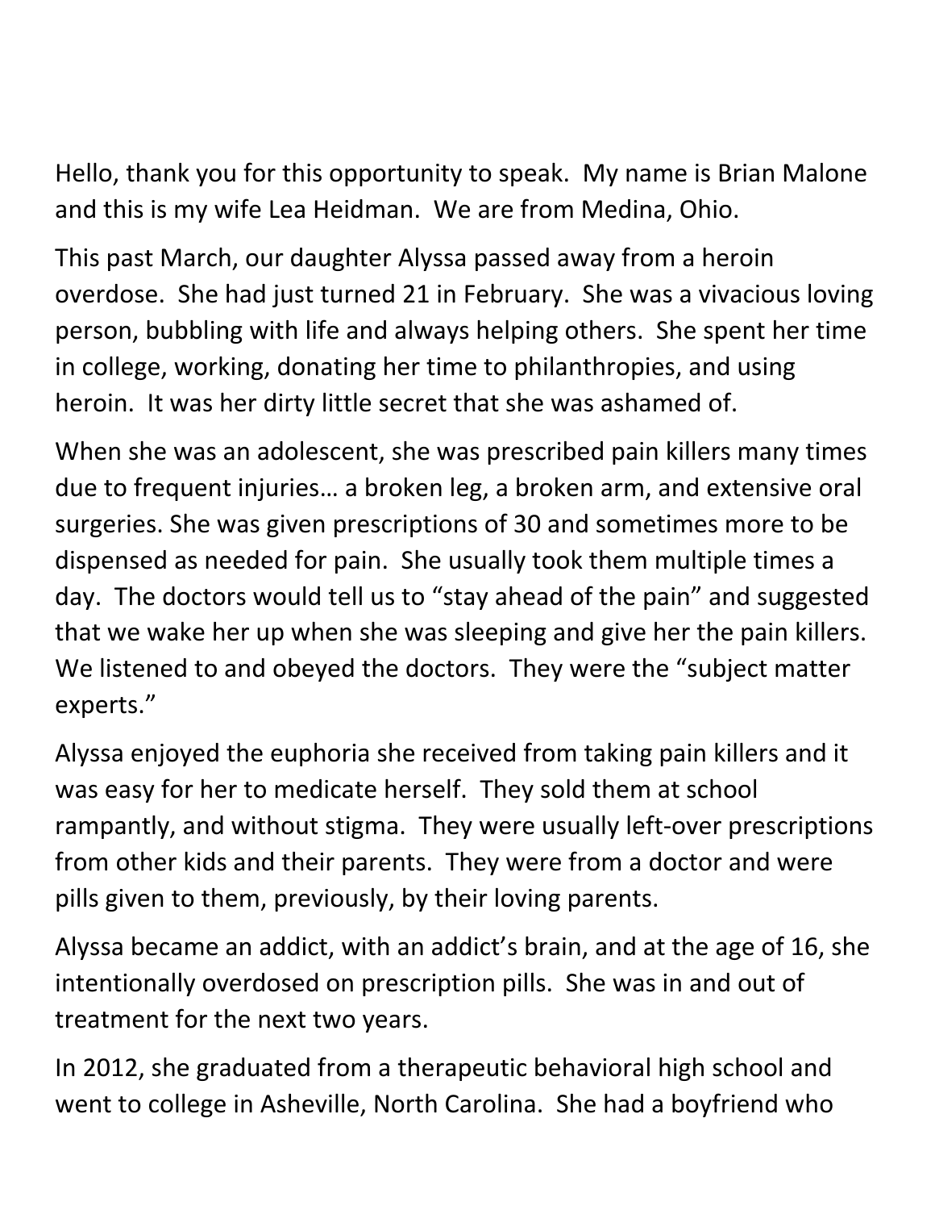Hello, thank you for this opportunity to speak. My name is Brian Malone and this is my wife Lea Heidman. We are from Medina, Ohio.

This past March, our daughter Alyssa passed away from a heroin overdose. She had just turned 21 in February. She was a vivacious loving person, bubbling with life and always helping others. She spent her time in college, working, donating her time to philanthropies, and using heroin. It was her dirty little secret that she was ashamed of.

When she was an adolescent, she was prescribed pain killers many times due to frequent injuries… a broken leg, a broken arm, and extensive oral surgeries. She was given prescriptions of 30 and sometimes more to be dispensed as needed for pain. She usually took them multiple times a day. The doctors would tell us to "stay ahead of the pain" and suggested that we wake her up when she was sleeping and give her the pain killers. We listened to and obeyed the doctors. They were the "subject matter experts."

Alyssa enjoyed the euphoria she received from taking pain killers and it was easy for her to medicate herself. They sold them at school rampantly, and without stigma. They were usually left-over prescriptions from other kids and their parents. They were from a doctor and were pills given to them, previously, by their loving parents.

Alyssa became an addict, with an addict's brain, and at the age of 16, she intentionally overdosed on prescription pills. She was in and out of treatment for the next two years.

In 2012, she graduated from a therapeutic behavioral high school and went to college in Asheville, North Carolina. She had a boyfriend who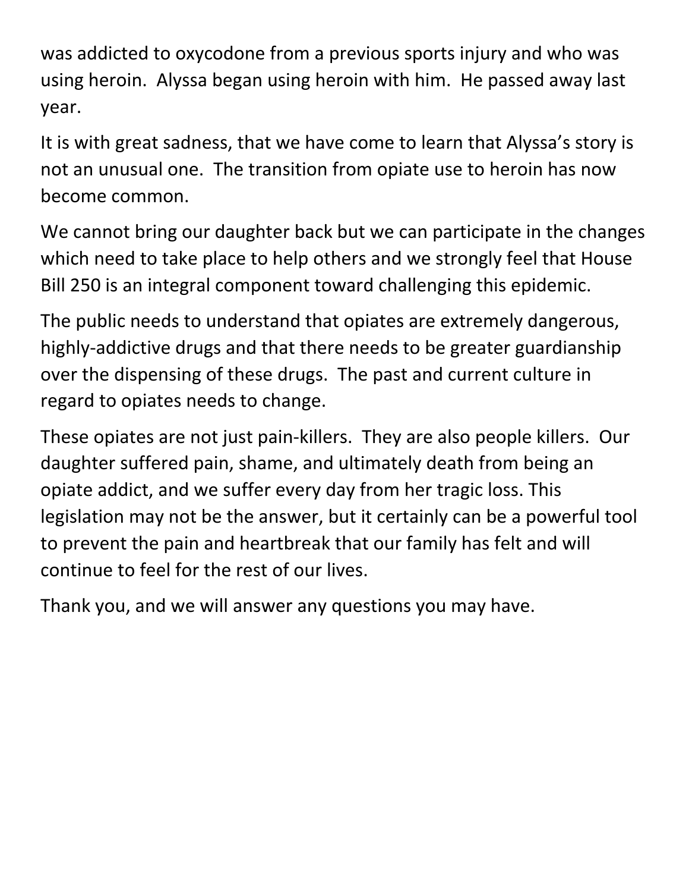was addicted to oxycodone from a previous sports injury and who was using heroin. Alyssa began using heroin with him. He passed away last year.

It is with great sadness, that we have come to learn that Alyssa's story is not an unusual one. The transition from opiate use to heroin has now become common.

We cannot bring our daughter back but we can participate in the changes which need to take place to help others and we strongly feel that House Bill 250 is an integral component toward challenging this epidemic.

The public needs to understand that opiates are extremely dangerous, highly-addictive drugs and that there needs to be greater guardianship over the dispensing of these drugs. The past and current culture in regard to opiates needs to change.

These opiates are not just pain-killers. They are also people killers. Our daughter suffered pain, shame, and ultimately death from being an opiate addict, and we suffer every day from her tragic loss. This legislation may not be the answer, but it certainly can be a powerful tool to prevent the pain and heartbreak that our family has felt and will continue to feel for the rest of our lives.

Thank you, and we will answer any questions you may have.